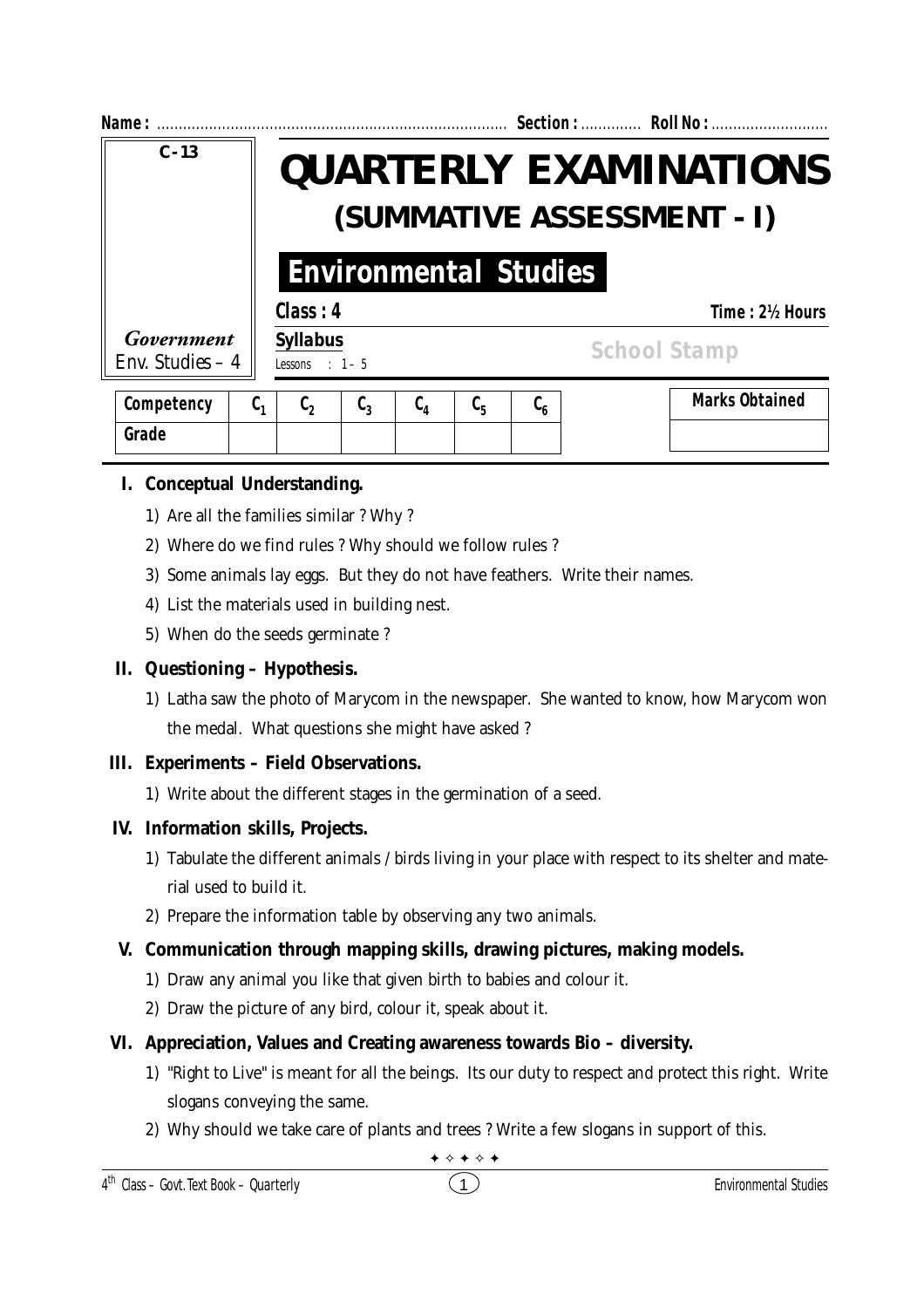**Name :** ................................................................................ **Section :** ............. **Roll No :** ...........................

| C - 13 |
|---|
| *Government* Env. Studies – 4 |

# QUARTERLY EXAMINATIONS

## (SUMMATIVE ASSESSMENT - I)

## Environmental Studies

**Class : 4** **Time : 2½ Hours**

**Syllabus**
Lessons : 1 – 5

**School Stamp**

| Competency | $C_1$ | $C_2$ | $C_3$ | $C_4$ | $C_5$ | $C_6$ |
|---|---|---|---|---|---|---|
| Grade | | | | | | |

| Marks Obtained |
|---|
| |

### I. Conceptual Understanding.

1) Are all the families similar ? Why ?
2) Where do we find rules ? Why should we follow rules ?
3) Some animals lay eggs. But they do not have feathers. Write their names.
4) List the materials used in building nest.
5) When do the seeds germinate ?

### II. Questioning – Hypothesis.

1) Latha saw the photo of Marycom in the newspaper. She wanted to know, how Marycom won the medal. What questions she might have asked ?

### III. Experiments – Field Observations.

1) Write about the different stages in the germination of a seed.

### IV. Information skills, Projects.

1) Tabulate the different animals / birds living in your place with respect to its shelter and material used to build it.
2) Prepare the information table by observing any two animals.

### V. Communication through mapping skills, drawing pictures, making models.

1) Draw any animal you like that given birth to babies and colour it.
2) Draw the picture of any bird, colour it, speak about it.

### VI. Appreciation, Values and Creating awareness towards Bio – diversity.

1) "Right to Live" is meant for all the beings. Its our duty to respect and protect this right. Write slogans conveying the same.
2) Why should we take care of plants and trees ? Write a few slogans in support of this.

✦ ✧ ✦ ✧ ✦